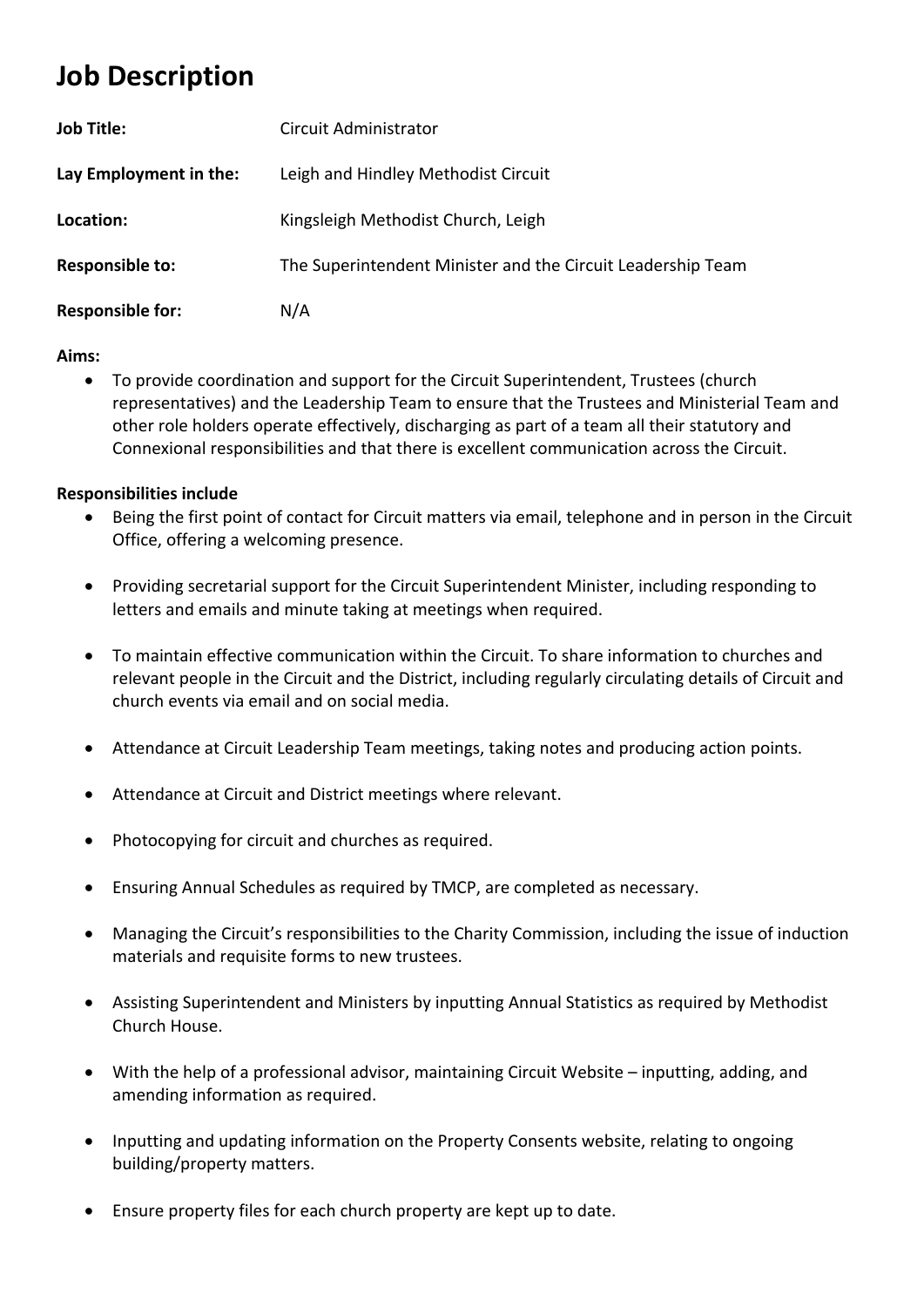# Job Description

| | |
|---|---|
| **Job Title:** | Circuit Administrator |
| **Lay Employment in the:** | Leigh and Hindley Methodist Circuit |
| **Location:** | Kingsleigh Methodist Church, Leigh |
| **Responsible to:** | The Superintendent Minister and the Circuit Leadership Team |
| **Responsible for:** | N/A |

**Aims:**

- To provide coordination and support for the Circuit Superintendent, Trustees (church representatives) and the Leadership Team to ensure that the Trustees and Ministerial Team and other role holders operate effectively, discharging as part of a team all their statutory and Connexional responsibilities and that there is excellent communication across the Circuit.

**Responsibilities include**

- Being the first point of contact for Circuit matters via email, telephone and in person in the Circuit Office, offering a welcoming presence.
- Providing secretarial support for the Circuit Superintendent Minister, including responding to letters and emails and minute taking at meetings when required.
- To maintain effective communication within the Circuit. To share information to churches and relevant people in the Circuit and the District, including regularly circulating details of Circuit and church events via email and on social media.
- Attendance at Circuit Leadership Team meetings, taking notes and producing action points.
- Attendance at Circuit and District meetings where relevant.
- Photocopying for circuit and churches as required.
- Ensuring Annual Schedules as required by TMCP, are completed as necessary.
- Managing the Circuit's responsibilities to the Charity Commission, including the issue of induction materials and requisite forms to new trustees.
- Assisting Superintendent and Ministers by inputting Annual Statistics as required by Methodist Church House.
- With the help of a professional advisor, maintaining Circuit Website – inputting, adding, and amending information as required.
- Inputting and updating information on the Property Consents website, relating to ongoing building/property matters.
- Ensure property files for each church property are kept up to date.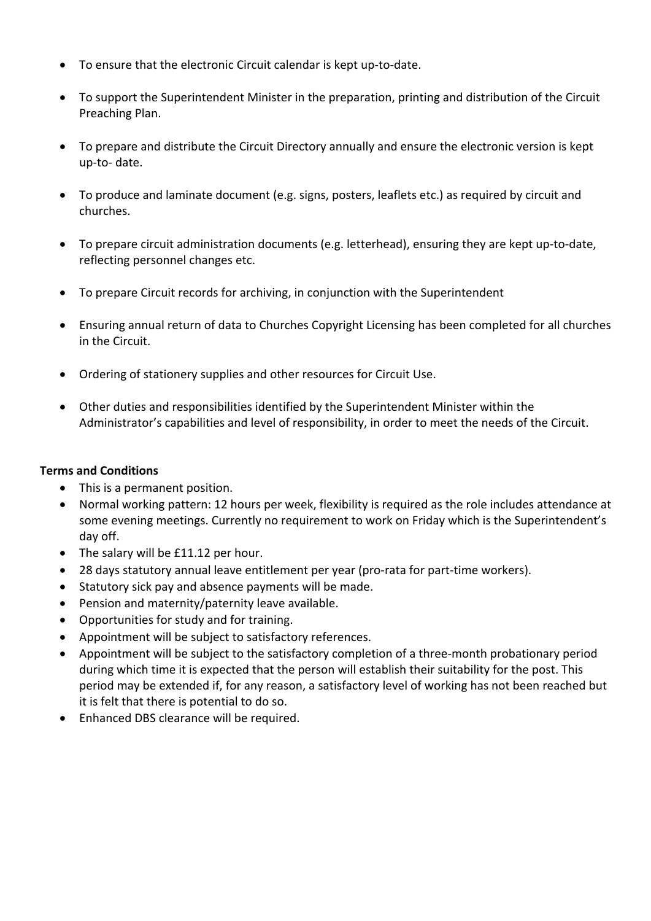- To ensure that the electronic Circuit calendar is kept up-to-date.
- To support the Superintendent Minister in the preparation, printing and distribution of the Circuit Preaching Plan.
- To prepare and distribute the Circuit Directory annually and ensure the electronic version is kept up-to- date.
- To produce and laminate document (e.g. signs, posters, leaflets etc.) as required by circuit and churches.
- To prepare circuit administration documents (e.g. letterhead), ensuring they are kept up-to-date, reflecting personnel changes etc.
- To prepare Circuit records for archiving, in conjunction with the Superintendent
- Ensuring annual return of data to Churches Copyright Licensing has been completed for all churches in the Circuit.
- Ordering of stationery supplies and other resources for Circuit Use.
- Other duties and responsibilities identified by the Superintendent Minister within the Administrator's capabilities and level of responsibility, in order to meet the needs of the Circuit.

**Terms and Conditions**

- This is a permanent position.
- Normal working pattern: 12 hours per week, flexibility is required as the role includes attendance at some evening meetings. Currently no requirement to work on Friday which is the Superintendent's day off.
- The salary will be £11.12 per hour.
- 28 days statutory annual leave entitlement per year (pro-rata for part-time workers).
- Statutory sick pay and absence payments will be made.
- Pension and maternity/paternity leave available.
- Opportunities for study and for training.
- Appointment will be subject to satisfactory references.
- Appointment will be subject to the satisfactory completion of a three-month probationary period during which time it is expected that the person will establish their suitability for the post. This period may be extended if, for any reason, a satisfactory level of working has not been reached but it is felt that there is potential to do so.
- Enhanced DBS clearance will be required.